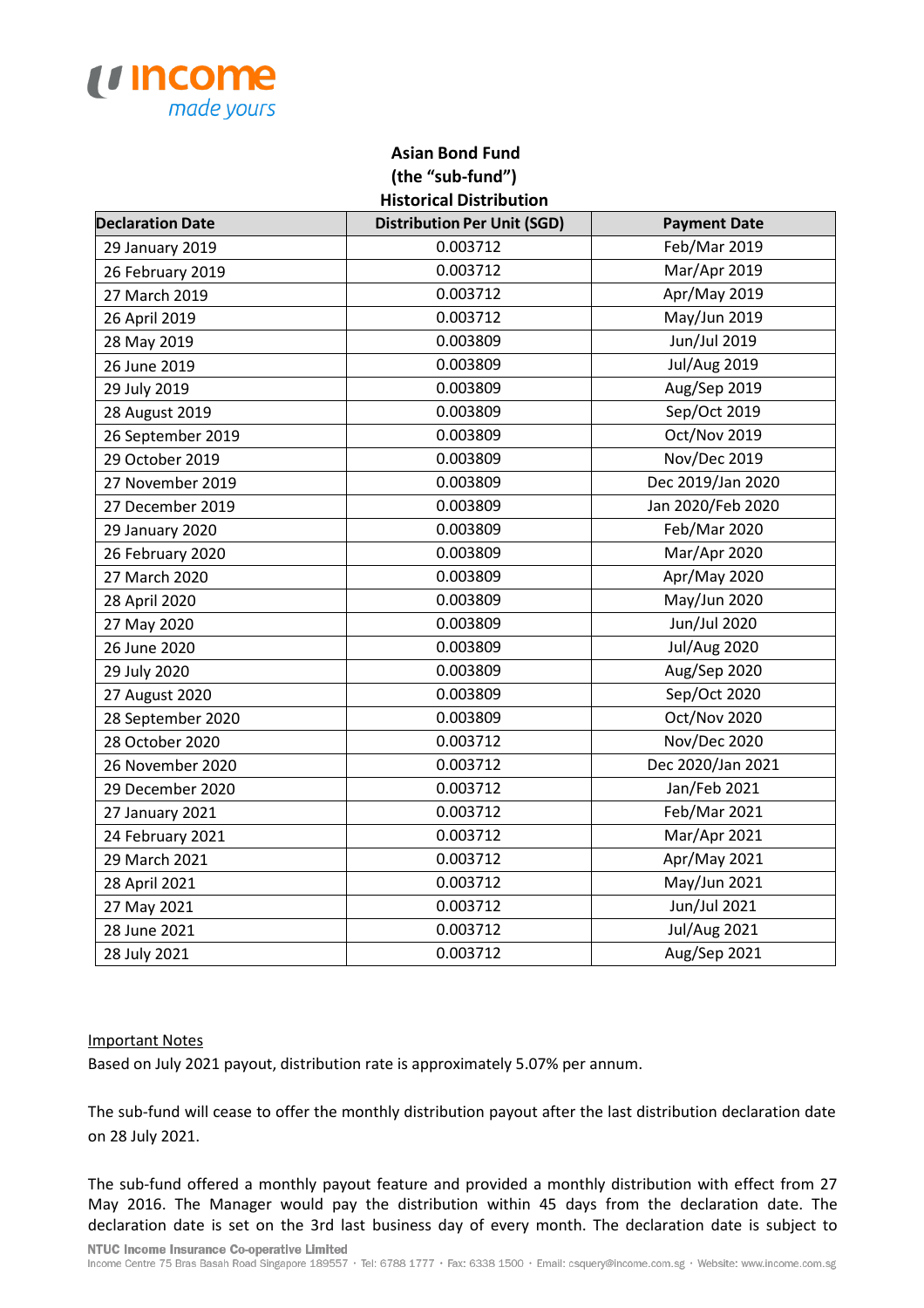# Asian Bond Fund
## (the "sub-fund")
## Historical Distribution

| Declaration Date | Distribution Per Unit (SGD) | Payment Date |
|---|---|---|
| 29 January 2019 | 0.003712 | Feb/Mar 2019 |
| 26 February 2019 | 0.003712 | Mar/Apr 2019 |
| 27 March 2019 | 0.003712 | Apr/May 2019 |
| 26 April 2019 | 0.003712 | May/Jun 2019 |
| 28 May 2019 | 0.003809 | Jun/Jul 2019 |
| 26 June 2019 | 0.003809 | Jul/Aug 2019 |
| 29 July 2019 | 0.003809 | Aug/Sep 2019 |
| 28 August 2019 | 0.003809 | Sep/Oct 2019 |
| 26 September 2019 | 0.003809 | Oct/Nov 2019 |
| 29 October 2019 | 0.003809 | Nov/Dec 2019 |
| 27 November 2019 | 0.003809 | Dec 2019/Jan 2020 |
| 27 December 2019 | 0.003809 | Jan 2020/Feb 2020 |
| 29 January 2020 | 0.003809 | Feb/Mar 2020 |
| 26 February 2020 | 0.003809 | Mar/Apr 2020 |
| 27 March 2020 | 0.003809 | Apr/May 2020 |
| 28 April 2020 | 0.003809 | May/Jun 2020 |
| 27 May 2020 | 0.003809 | Jun/Jul 2020 |
| 26 June 2020 | 0.003809 | Jul/Aug 2020 |
| 29 July 2020 | 0.003809 | Aug/Sep 2020 |
| 27 August 2020 | 0.003809 | Sep/Oct 2020 |
| 28 September 2020 | 0.003809 | Oct/Nov 2020 |
| 28 October 2020 | 0.003712 | Nov/Dec 2020 |
| 26 November 2020 | 0.003712 | Dec 2020/Jan 2021 |
| 29 December 2020 | 0.003712 | Jan/Feb 2021 |
| 27 January 2021 | 0.003712 | Feb/Mar 2021 |
| 24 February 2021 | 0.003712 | Mar/Apr 2021 |
| 29 March 2021 | 0.003712 | Apr/May 2021 |
| 28 April 2021 | 0.003712 | May/Jun 2021 |
| 27 May 2021 | 0.003712 | Jun/Jul 2021 |
| 28 June 2021 | 0.003712 | Jul/Aug 2021 |
| 28 July 2021 | 0.003712 | Aug/Sep 2021 |

Important Notes

Based on July 2021 payout, distribution rate is approximately 5.07% per annum.

The sub-fund will cease to offer the monthly distribution payout after the last distribution declaration date on 28 July 2021.

The sub-fund offered a monthly payout feature and provided a monthly distribution with effect from 27 May 2016. The Manager would pay the distribution within 45 days from the declaration date. The declaration date is set on the 3rd last business day of every month. The declaration date is subject to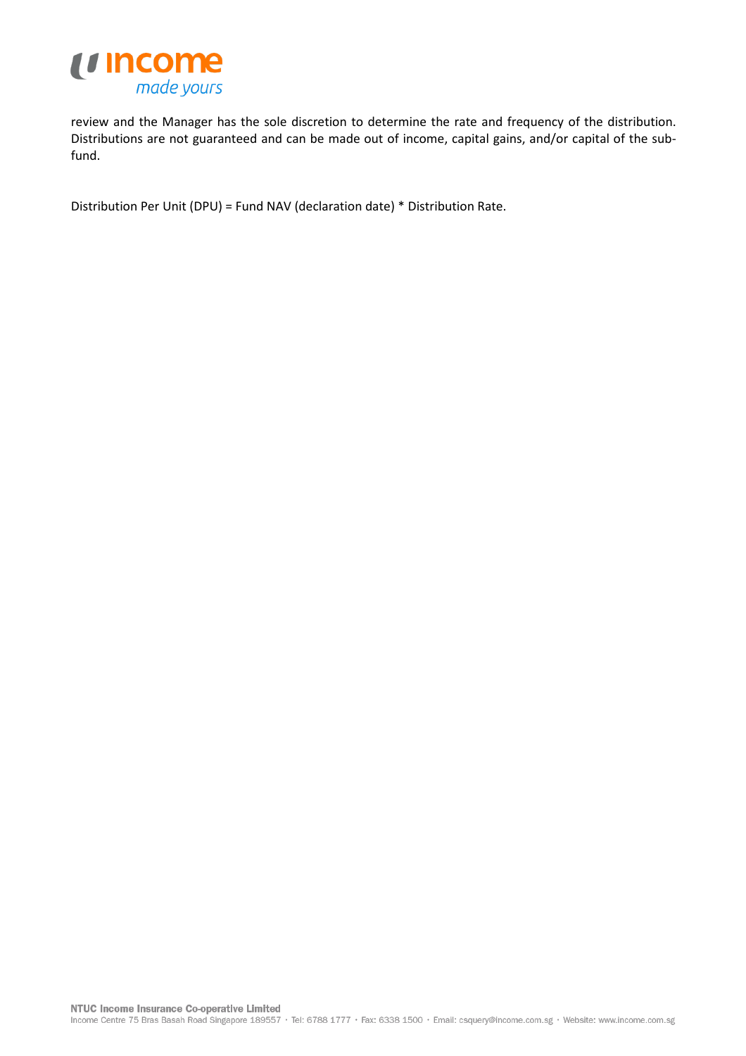review and the Manager has the sole discretion to determine the rate and frequency of the distribution. Distributions are not guaranteed and can be made out of income, capital gains, and/or capital of the sub-fund.

Distribution Per Unit (DPU) = Fund NAV (declaration date) * Distribution Rate.